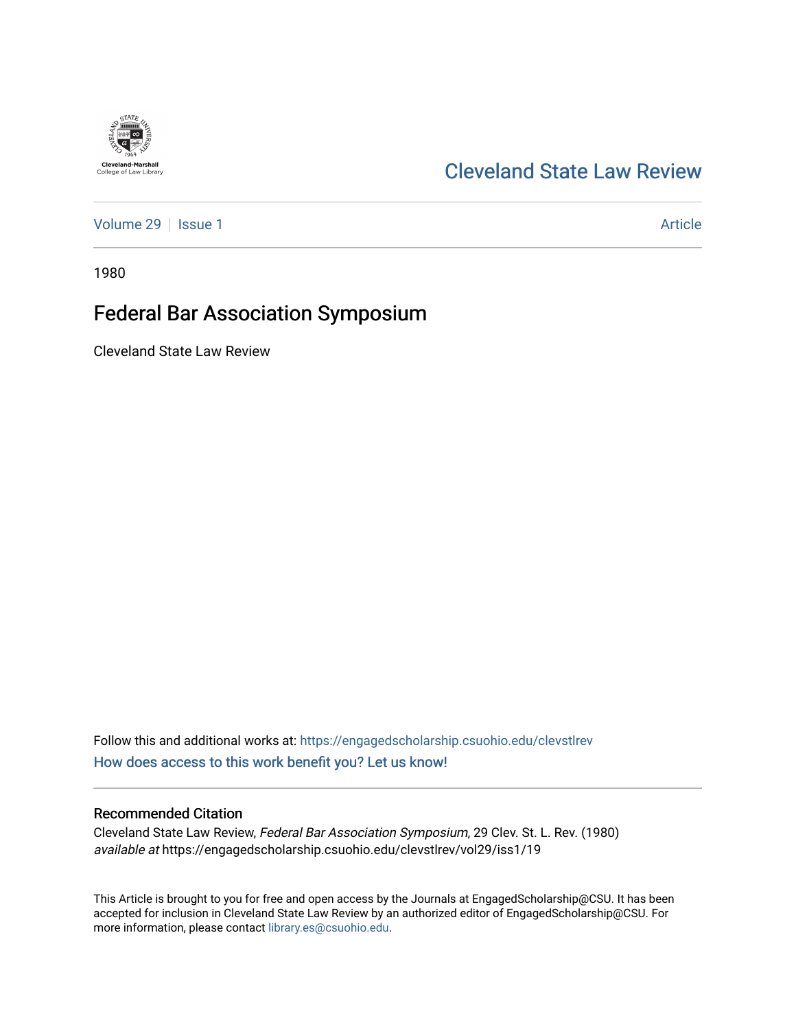Cleveland-Marshall College of Law Library

# Cleveland State Law Review

Volume 29 | Issue 1 — Article

1980

## Federal Bar Association Symposium

Cleveland State Law Review

Follow this and additional works at: https://engagedscholarship.csuohio.edu/clevstlrev

How does access to this work benefit you? Let us know!

### Recommended Citation

Cleveland State Law Review, *Federal Bar Association Symposium*, 29 Clev. St. L. Rev. (1980) *available at* https://engagedscholarship.csuohio.edu/clevstlrev/vol29/iss1/19

This Article is brought to you for free and open access by the Journals at EngagedScholarship@CSU. It has been accepted for inclusion in Cleveland State Law Review by an authorized editor of EngagedScholarship@CSU. For more information, please contact library.es@csuohio.edu.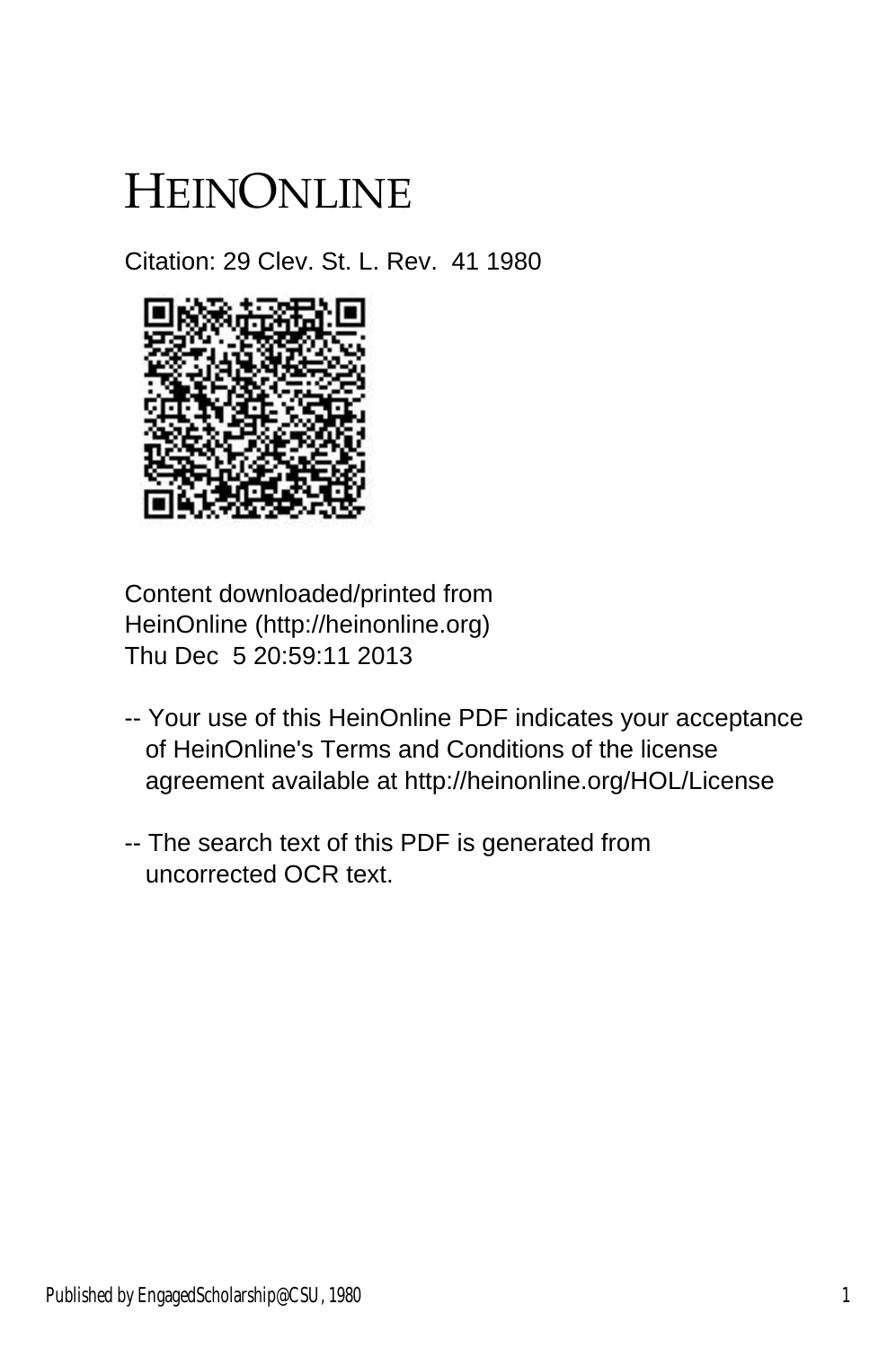# HEINONLINE

Citation: 29 Clev. St. L. Rev. 41 1980

Content downloaded/printed from
HeinOnline (http://heinonline.org)
Thu Dec 5 20:59:11 2013

-- Your use of this HeinOnline PDF indicates your acceptance of HeinOnline's Terms and Conditions of the license agreement available at http://heinonline.org/HOL/License

-- The search text of this PDF is generated from uncorrected OCR text.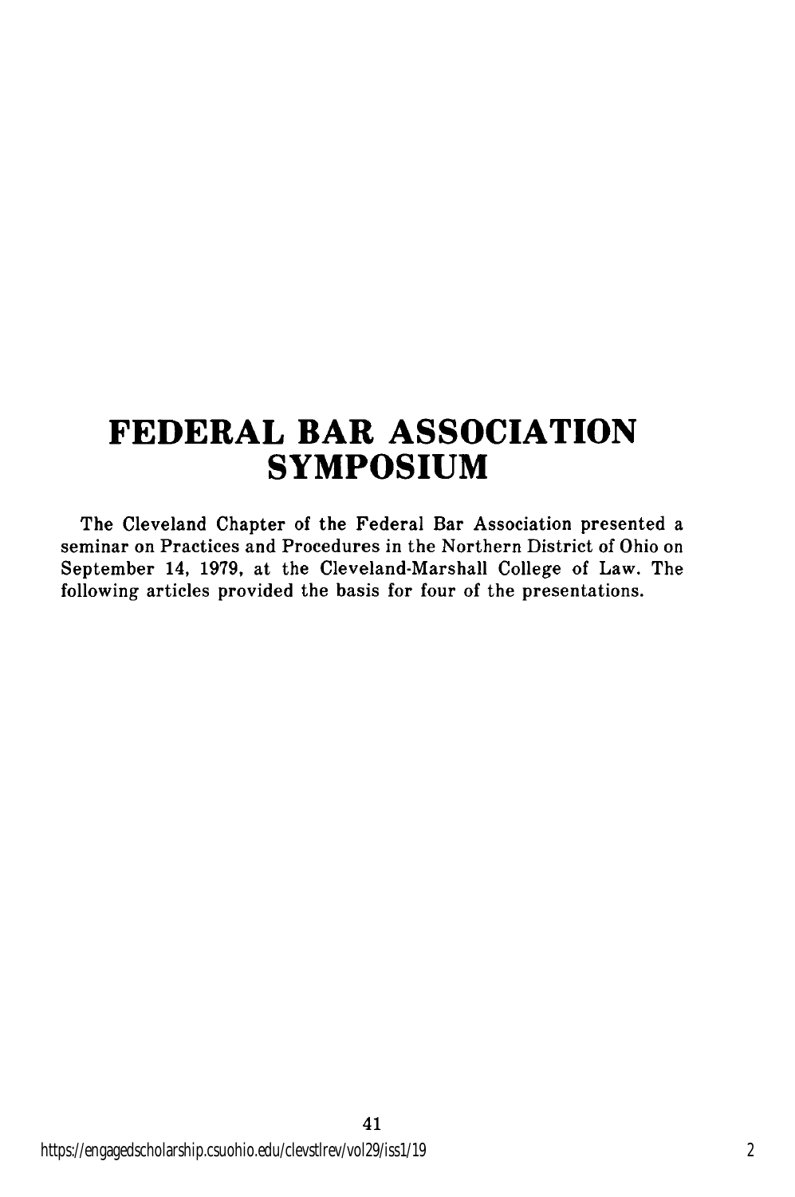# FEDERAL BAR ASSOCIATION SYMPOSIUM

The Cleveland Chapter of the Federal Bar Association presented a seminar on Practices and Procedures in the Northern District of Ohio on September 14, 1979, at the Cleveland-Marshall College of Law. The following articles provided the basis for four of the presentations.